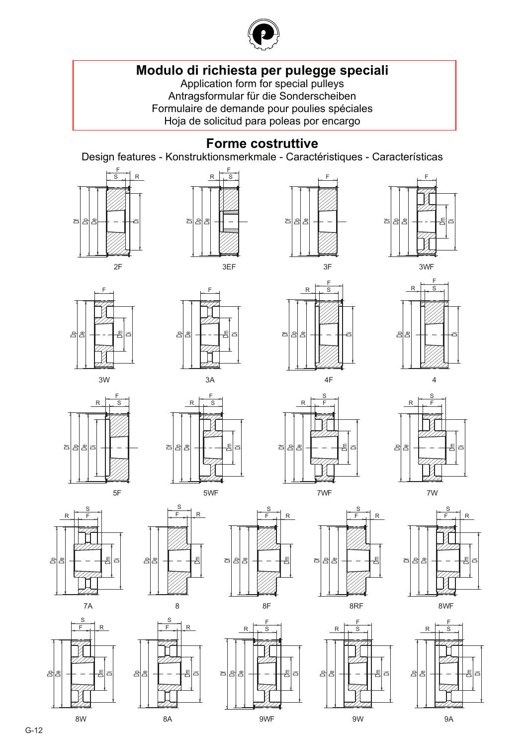# Modulo di richiesta per pulegge speciali

Application form for special pulleys

Antragsformular für die Sonderscheiben

Formulaire de demande pour poulies spéciales

Hoja de solicitud para poleas por encargo

## Forme costruttive

Design features - Konstruktionsmerkmale - Caractéristiques - Características

2F

3EF

3F

3WF

3W

3A

4F

4

5F

5WF

7WF

7W

7A

8

8F

8RF

8WF

8W

8A

9WF

9W

9A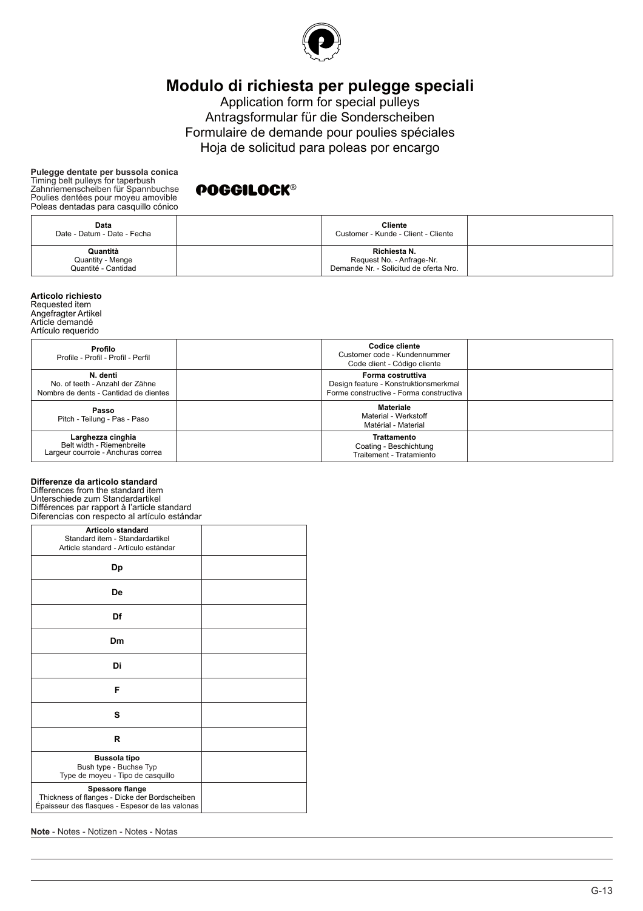# Modulo di richiesta per pulegge speciali

Application form for special pulleys
Antragsformular für die Sonderscheiben
Formulaire de demande pour poulies spéciales
Hoja de solicitud para poleas por encargo

**Pulegge dentate per bussola conica**
Timing belt pulleys for taperbush
Zahnriemenscheiben für Spannbuchse
Poulies dentées pour moyeu amovible
Poleas dentadas para casquillo cónico

**POGGILOCK®**

| | | | |
|---|---|---|---|
| **Data**<br>Date - Datum - Date - Fecha | | **Cliente**<br>Customer - Kunde - Client - Cliente | |
| **Quantità**<br>Quantity - Menge<br>Quantité - Cantidad | | **Richiesta N.**<br>Request No. - Anfrage-Nr.<br>Demande Nr. - Solicitud de oferta Nro. | |

**Articolo richiesto**
Requested item
Angefragter Artikel
Article demandé
Artículo requerido

| | | | |
|---|---|---|---|
| **Profilo**<br>Profile - Profil - Profil - Perfil | | **Codice cliente**<br>Customer code - Kundennummer<br>Code client - Código cliente | |
| **N. denti**<br>No. of teeth - Anzahl der Zähne<br>Nombre de dents - Cantidad de dientes | | **Forma costruttiva**<br>Design feature - Konstruktionsmerkmal<br>Forme constructive - Forma constructiva | |
| **Passo**<br>Pitch - Teilung - Pas - Paso | | **Materiale**<br>Material - Werkstoff<br>Matérial - Material | |
| **Larghezza cinghia**<br>Belt width - Riemenbreite<br>Largeur courroie - Anchuras correa | | **Trattamento**<br>Coating - Beschichtung<br>Traitement - Tratamiento | |

**Differenze da articolo standard**
Differences from the standard item
Unterschiede zum Standardartikel
Différences par rapport à l'article standard
Diferencias con respecto al artículo estándar

| | |
|---|---|
| **Articolo standard**<br>Standard item - Standardartikel<br>Article standard - Artículo estándar | |
| **Dp** | |
| **De** | |
| **Df** | |
| **Dm** | |
| **Di** | |
| **F** | |
| **S** | |
| **R** | |
| **Bussola tipo**<br>Bush type - Buchse Typ<br>Type de moyeu - Tipo de casquillo | |
| **Spessore flange**<br>Thickness of flanges - Dicke der Bordscheiben<br>Épaisseur des flasques - Espesor de las valonas | |

**Note** - Notes - Notizen - Notes - Notas